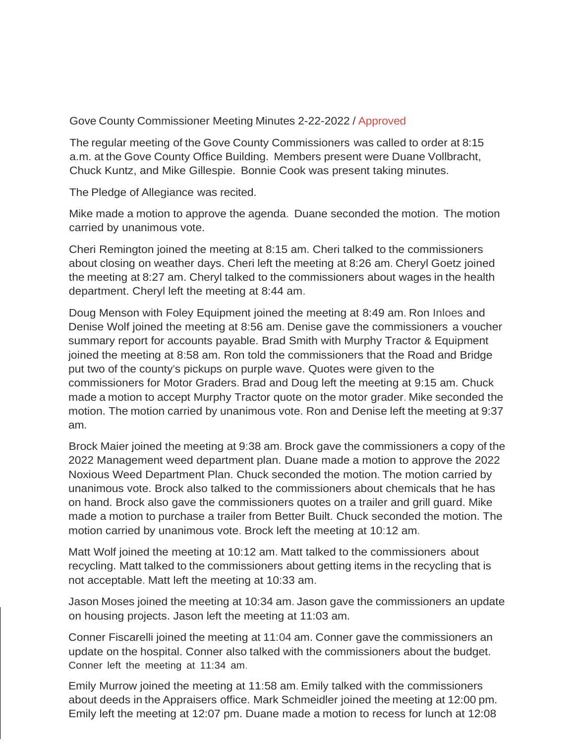Gove County Commissioner Meeting Minutes 2-22-2022 / Approved

The regular meeting of the Gove County Commissioners was called to order at 8:15 a.m. at the Gove County Office Building. Members present were Duane Vollbracht, Chuck Kuntz, and Mike Gillespie. Bonnie Cook was present taking minutes.

The Pledge of Allegiance was recited.

Mike made a motion to approve the agenda. Duane seconded the motion. The motion carried by unanimous vote.

Cheri Remington joined the meeting at 8:15 am. Cheri talked to the commissioners about closing on weather days. Cheri left the meeting at 8:26 am. Cheryl Goetz joined the meeting at 8:27 am. Cheryl talked to the commissioners about wages in the health department. Cheryl left the meeting at 8:44 am.

Doug Menson with Foley Equipment joined the meeting at 8:49 am. Ron Inloes and Denise Wolf joined the meeting at 8:56 am. Denise gave the commissioners a voucher summary report for accounts payable. Brad Smith with Murphy Tractor & Equipment joined the meeting at 8:58 am. Ron told the commissioners that the Road and Bridge put two of the county's pickups on purple wave. Quotes were given to the commissioners for Motor Graders. Brad and Doug left the meeting at 9:15 am. Chuck made a motion to accept Murphy Tractor quote on the motor grader. Mike seconded the motion. The motion carried by unanimous vote. Ron and Denise left the meeting at 9:37 am.

Brock Maier joined the meeting at 9:38 am. Brock gave the commissioners a copy of the 2022 Management weed department plan. Duane made a motion to approve the 2022 Noxious Weed Department Plan. Chuck seconded the motion. The motion carried by unanimous vote. Brock also talked to the commissioners about chemicals that he has on hand. Brock also gave the commissioners quotes on a trailer and grill guard. Mike made a motion to purchase a trailer from Better Built. Chuck seconded the motion. The motion carried by unanimous vote. Brock left the meeting at 10:12 am.

Matt Wolf joined the meeting at 10:12 am. Matt talked to the commissioners about recycling. Matt talked to the commissioners about getting items in the recycling that is not acceptable. Matt left the meeting at 10:33 am.

Jason Moses joined the meeting at 10:34 am. Jason gave the commissioners an update on housing projects. Jason left the meeting at 11:03 am.

Conner Fiscarelli joined the meeting at 11:04 am. Conner gave the commissioners an update on the hospital. Conner also talked with the commissioners about the budget. Conner left the meeting at 11:34 am.

Emily Murrow joined the meeting at 11:58 am. Emily talked with the commissioners about deeds in the Appraisers office. Mark Schmeidler joined the meeting at 12:00 pm. Emily left the meeting at 12:07 pm. Duane made a motion to recess for lunch at 12:08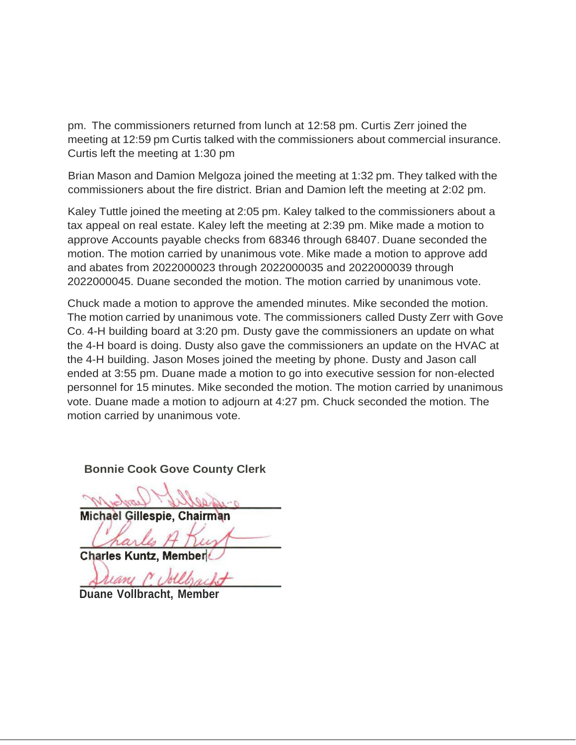pm. The commissioners returned from lunch at 12:58 pm. Curtis Zerr joined the meeting at 12:59 pm Curtis talked with the commissioners about commercial insurance. Curtis left the meeting at 1:30 pm

Brian Mason and Damion Melgoza joined the meeting at 1:32 pm. They talked with the commissioners about the fire district. Brian and Damion left the meeting at 2:02 pm.

Kaley Tuttle joined the meeting at 2:05 pm. Kaley talked to the commissioners about a tax appeal on real estate. Kaley left the meeting at 2:39 pm. Mike made a motion to approve Accounts payable checks from 68346 through 68407. Duane seconded the motion. The motion carried by unanimous vote. Mike made a motion to approve add and abates from 2022000023 through 2022000035 and 2022000039 through 2022000045. Duane seconded the motion. The motion carried by unanimous vote.

Chuck made a motion to approve the amended minutes. Mike seconded the motion. The motion carried by unanimous vote. The commissioners called Dusty Zerr with Gove Co. 4-H building board at 3:20 pm. Dusty gave the commissioners an update on what the 4-H board is doing. Dusty also gave the commissioners an update on the HVAC at the 4-H building. Jason Moses joined the meeting by phone. Dusty and Jason call ended at 3:55 pm. Duane made a motion to go into executive session for non-elected personnel for 15 minutes. Mike seconded the motion. The motion carried by unanimous vote. Duane made a motion to adjourn at 4:27 pm. Chuck seconded the motion. The motion carried by unanimous vote.

**Bonnie Cook Gove County Clerk**

**Michael Gillespie, Chairman**

**Charles Kuntz, Member**

**Duane Vollbracht, Member**